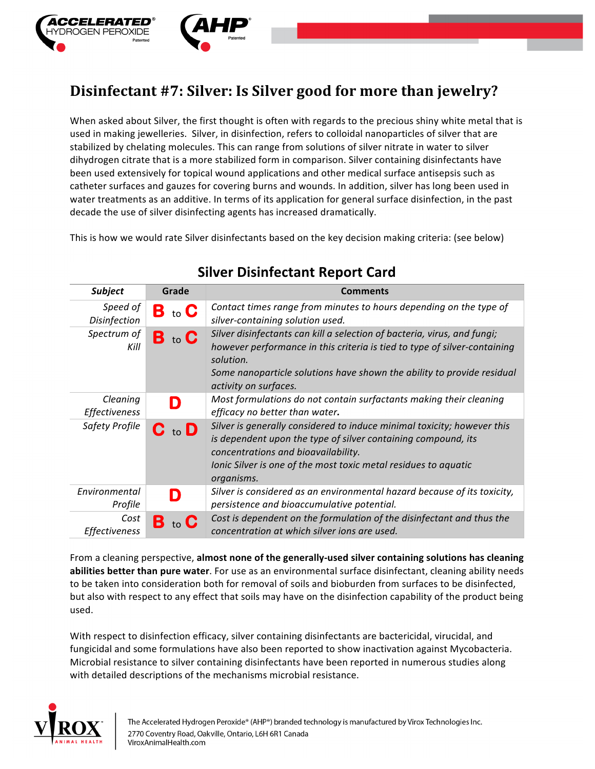# Disinfectant #7: Silver: Is Silver good for more than jewelry?

When asked about Silver, the first thought is often with regards to the precious shiny white metal that is used in making jewelleries. Silver, in disinfection, refers to colloidal nanoparticles of silver that are stabilized by chelating molecules. This can range from solutions of silver nitrate in water to silver dihydrogen citrate that is a more stabilized form in comparison. Silver containing disinfectants have been used extensively for topical wound applications and other medical surface antisepsis such as catheter surfaces and gauzes for covering burns and wounds. In addition, silver has long been used in water treatments as an additive. In terms of its application for general surface disinfection, in the past decade the use of silver disinfecting agents has increased dramatically.

This is how we would rate Silver disinfectants based on the key decision making criteria: (see below)

## Silver Disinfectant Report Card

| ***Subject*** | **Grade** | **Comments** |
|---|---|---|
| *Speed of Disinfection* | **B** to **C** | *Contact times range from minutes to hours depending on the type of silver-containing solution used.* |
| *Spectrum of Kill* | **B** to **C** | *Silver disinfectants can kill a selection of bacteria, virus, and fungi; however performance in this criteria is tied to type of silver-containing solution.* <br> *Some nanoparticle solutions have shown the ability to provide residual activity on surfaces.* |
| *Cleaning Effectiveness* | **D** | *Most formulations do not contain surfactants making their cleaning efficacy no better than water.* |
| *Safety Profile* | **C** to **D** | *Silver is generally considered to induce minimal toxicity; however this is dependent upon the type of silver containing compound, its concentrations and bioavailability.* <br> *Ionic Silver is one of the most toxic metal residues to aquatic organisms.* |
| *Environmental Profile* | **D** | *Silver is considered as an environmental hazard because of its toxicity, persistence and bioaccumulative potential.* |
| *Cost Effectiveness* | **B** to **C** | *Cost is dependent on the formulation of the disinfectant and thus the concentration at which silver ions are used.* |

From a cleaning perspective, **almost none of the generally-used silver containing solutions has cleaning abilities better than pure water**. For use as an environmental surface disinfectant, cleaning ability needs to be taken into consideration both for removal of soils and bioburden from surfaces to be disinfected, but also with respect to any effect that soils may have on the disinfection capability of the product being used.

With respect to disinfection efficacy, silver containing disinfectants are bactericidal, virucidal, and fungicidal and some formulations have also been reported to show inactivation against Mycobacteria. Microbial resistance to silver containing disinfectants have been reported in numerous studies along with detailed descriptions of the mechanisms microbial resistance.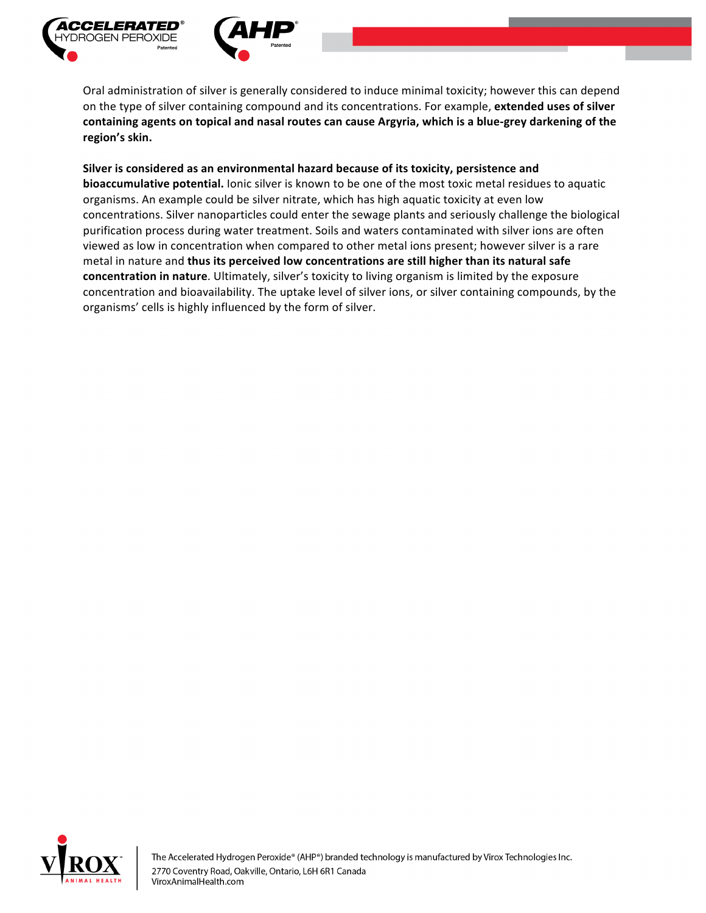Oral administration of silver is generally considered to induce minimal toxicity; however this can depend on the type of silver containing compound and its concentrations. For example, **extended uses of silver containing agents on topical and nasal routes can cause Argyria, which is a blue-grey darkening of the region's skin.**

**Silver is considered as an environmental hazard because of its toxicity, persistence and bioaccumulative potential.** Ionic silver is known to be one of the most toxic metal residues to aquatic organisms. An example could be silver nitrate, which has high aquatic toxicity at even low concentrations. Silver nanoparticles could enter the sewage plants and seriously challenge the biological purification process during water treatment. Soils and waters contaminated with silver ions are often viewed as low in concentration when compared to other metal ions present; however silver is a rare metal in nature and **thus its perceived low concentrations are still higher than its natural safe concentration in nature**. Ultimately, silver's toxicity to living organism is limited by the exposure concentration and bioavailability. The uptake level of silver ions, or silver containing compounds, by the organisms' cells is highly influenced by the form of silver.